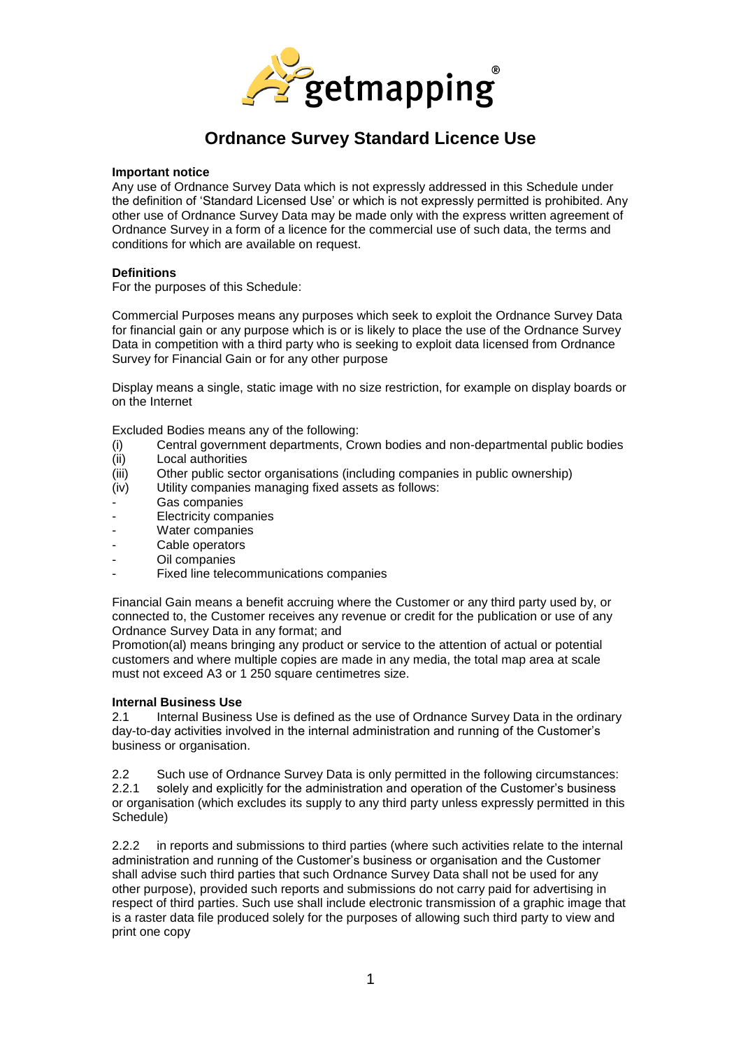# Ordnance Survey Standard Licence Use

**Important notice**

Any use of Ordnance Survey Data which is not expressly addressed in this Schedule under the definition of 'Standard Licensed Use' or which is not expressly permitted is prohibited. Any other use of Ordnance Survey Data may be made only with the express written agreement of Ordnance Survey in a form of a licence for the commercial use of such data, the terms and conditions for which are available on request.

**Definitions**

For the purposes of this Schedule:

Commercial Purposes means any purposes which seek to exploit the Ordnance Survey Data for financial gain or any purpose which is or is likely to place the use of the Ordnance Survey Data in competition with a third party who is seeking to exploit data licensed from Ordnance Survey for Financial Gain or for any other purpose

Display means a single, static image with no size restriction, for example on display boards or on the Internet

Excluded Bodies means any of the following:

(i) Central government departments, Crown bodies and non-departmental public bodies
(ii) Local authorities
(iii) Other public sector organisations (including companies in public ownership)
(iv) Utility companies managing fixed assets as follows:
- Gas companies
- Electricity companies
- Water companies
- Cable operators
- Oil companies
- Fixed line telecommunications companies

Financial Gain means a benefit accruing where the Customer or any third party used by, or connected to, the Customer receives any revenue or credit for the publication or use of any Ordnance Survey Data in any format; and

Promotion(al) means bringing any product or service to the attention of actual or potential customers and where multiple copies are made in any media, the total map area at scale must not exceed A3 or 1 250 square centimetres size.

**Internal Business Use**

2.1 Internal Business Use is defined as the use of Ordnance Survey Data in the ordinary day-to-day activities involved in the internal administration and running of the Customer's business or organisation.

2.2 Such use of Ordnance Survey Data is only permitted in the following circumstances:

2.2.1 solely and explicitly for the administration and operation of the Customer's business or organisation (which excludes its supply to any third party unless expressly permitted in this Schedule)

2.2.2 in reports and submissions to third parties (where such activities relate to the internal administration and running of the Customer's business or organisation and the Customer shall advise such third parties that such Ordnance Survey Data shall not be used for any other purpose), provided such reports and submissions do not carry paid for advertising in respect of third parties. Such use shall include electronic transmission of a graphic image that is a raster data file produced solely for the purposes of allowing such third party to view and print one copy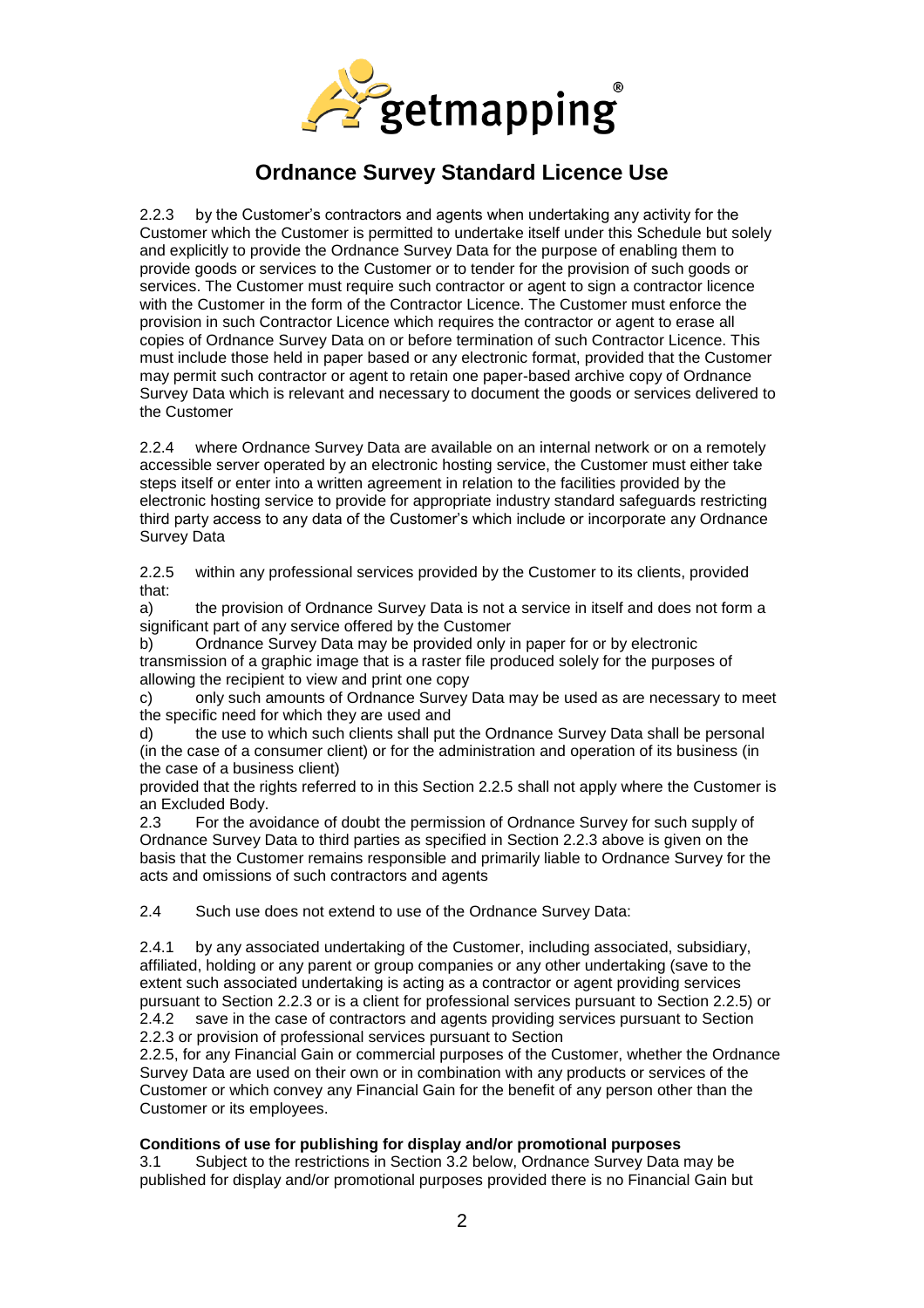# Ordnance Survey Standard Licence Use

2.2.3 by the Customer's contractors and agents when undertaking any activity for the Customer which the Customer is permitted to undertake itself under this Schedule but solely and explicitly to provide the Ordnance Survey Data for the purpose of enabling them to provide goods or services to the Customer or to tender for the provision of such goods or services. The Customer must require such contractor or agent to sign a contractor licence with the Customer in the form of the Contractor Licence. The Customer must enforce the provision in such Contractor Licence which requires the contractor or agent to erase all copies of Ordnance Survey Data on or before termination of such Contractor Licence. This must include those held in paper based or any electronic format, provided that the Customer may permit such contractor or agent to retain one paper-based archive copy of Ordnance Survey Data which is relevant and necessary to document the goods or services delivered to the Customer

2.2.4 where Ordnance Survey Data are available on an internal network or on a remotely accessible server operated by an electronic hosting service, the Customer must either take steps itself or enter into a written agreement in relation to the facilities provided by the electronic hosting service to provide for appropriate industry standard safeguards restricting third party access to any data of the Customer's which include or incorporate any Ordnance Survey Data

2.2.5 within any professional services provided by the Customer to its clients, provided that:

a) the provision of Ordnance Survey Data is not a service in itself and does not form a significant part of any service offered by the Customer

b) Ordnance Survey Data may be provided only in paper for or by electronic transmission of a graphic image that is a raster file produced solely for the purposes of allowing the recipient to view and print one copy

c) only such amounts of Ordnance Survey Data may be used as are necessary to meet the specific need for which they are used and

d) the use to which such clients shall put the Ordnance Survey Data shall be personal (in the case of a consumer client) or for the administration and operation of its business (in the case of a business client)

provided that the rights referred to in this Section 2.2.5 shall not apply where the Customer is an Excluded Body.

2.3 For the avoidance of doubt the permission of Ordnance Survey for such supply of Ordnance Survey Data to third parties as specified in Section 2.2.3 above is given on the basis that the Customer remains responsible and primarily liable to Ordnance Survey for the acts and omissions of such contractors and agents

2.4 Such use does not extend to use of the Ordnance Survey Data:

2.4.1 by any associated undertaking of the Customer, including associated, subsidiary, affiliated, holding or any parent or group companies or any other undertaking (save to the extent such associated undertaking is acting as a contractor or agent providing services pursuant to Section 2.2.3 or is a client for professional services pursuant to Section 2.2.5) or

2.4.2 save in the case of contractors and agents providing services pursuant to Section 2.2.3 or provision of professional services pursuant to Section 2.2.5, for any Financial Gain or commercial purposes of the Customer, whether the Ordnance Survey Data are used on their own or in combination with any products or services of the Customer or which convey any Financial Gain for the benefit of any person other than the Customer or its employees.

**Conditions of use for publishing for display and/or promotional purposes**

3.1 Subject to the restrictions in Section 3.2 below, Ordnance Survey Data may be published for display and/or promotional purposes provided there is no Financial Gain but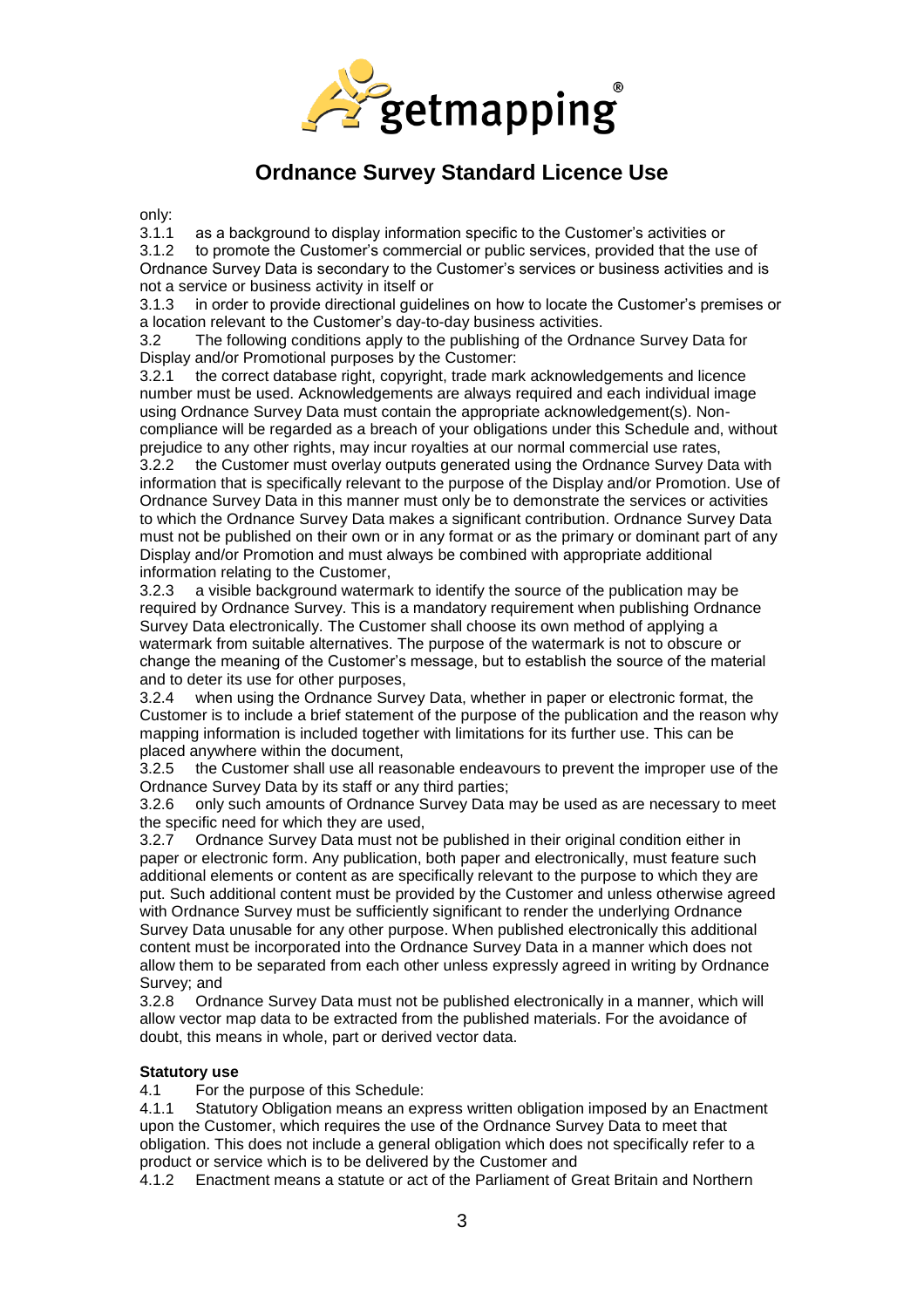only:

3.1.1 as a background to display information specific to the Customer's activities or

3.1.2 to promote the Customer's commercial or public services, provided that the use of Ordnance Survey Data is secondary to the Customer's services or business activities and is not a service or business activity in itself or

3.1.3 in order to provide directional guidelines on how to locate the Customer's premises or a location relevant to the Customer's day-to-day business activities.

3.2 The following conditions apply to the publishing of the Ordnance Survey Data for Display and/or Promotional purposes by the Customer:

3.2.1 the correct database right, copyright, trade mark acknowledgements and licence number must be used. Acknowledgements are always required and each individual image using Ordnance Survey Data must contain the appropriate acknowledgement(s). Non-compliance will be regarded as a breach of your obligations under this Schedule and, without prejudice to any other rights, may incur royalties at our normal commercial use rates,

3.2.2 the Customer must overlay outputs generated using the Ordnance Survey Data with information that is specifically relevant to the purpose of the Display and/or Promotion. Use of Ordnance Survey Data in this manner must only be to demonstrate the services or activities to which the Ordnance Survey Data makes a significant contribution. Ordnance Survey Data must not be published on their own or in any format or as the primary or dominant part of any Display and/or Promotion and must always be combined with appropriate additional information relating to the Customer,

3.2.3 a visible background watermark to identify the source of the publication may be required by Ordnance Survey. This is a mandatory requirement when publishing Ordnance Survey Data electronically. The Customer shall choose its own method of applying a watermark from suitable alternatives. The purpose of the watermark is not to obscure or change the meaning of the Customer's message, but to establish the source of the material and to deter its use for other purposes,

3.2.4 when using the Ordnance Survey Data, whether in paper or electronic format, the Customer is to include a brief statement of the purpose of the publication and the reason why mapping information is included together with limitations for its further use. This can be placed anywhere within the document,

3.2.5 the Customer shall use all reasonable endeavours to prevent the improper use of the Ordnance Survey Data by its staff or any third parties;

3.2.6 only such amounts of Ordnance Survey Data may be used as are necessary to meet the specific need for which they are used,

3.2.7 Ordnance Survey Data must not be published in their original condition either in paper or electronic form. Any publication, both paper and electronically, must feature such additional elements or content as are specifically relevant to the purpose to which they are put. Such additional content must be provided by the Customer and unless otherwise agreed with Ordnance Survey must be sufficiently significant to render the underlying Ordnance Survey Data unusable for any other purpose. When published electronically this additional content must be incorporated into the Ordnance Survey Data in a manner which does not allow them to be separated from each other unless expressly agreed in writing by Ordnance Survey; and

3.2.8 Ordnance Survey Data must not be published electronically in a manner, which will allow vector map data to be extracted from the published materials. For the avoidance of doubt, this means in whole, part or derived vector data.

**Statutory use**

4.1 For the purpose of this Schedule:

4.1.1 Statutory Obligation means an express written obligation imposed by an Enactment upon the Customer, which requires the use of the Ordnance Survey Data to meet that obligation. This does not include a general obligation which does not specifically refer to a product or service which is to be delivered by the Customer and

4.1.2 Enactment means a statute or act of the Parliament of Great Britain and Northern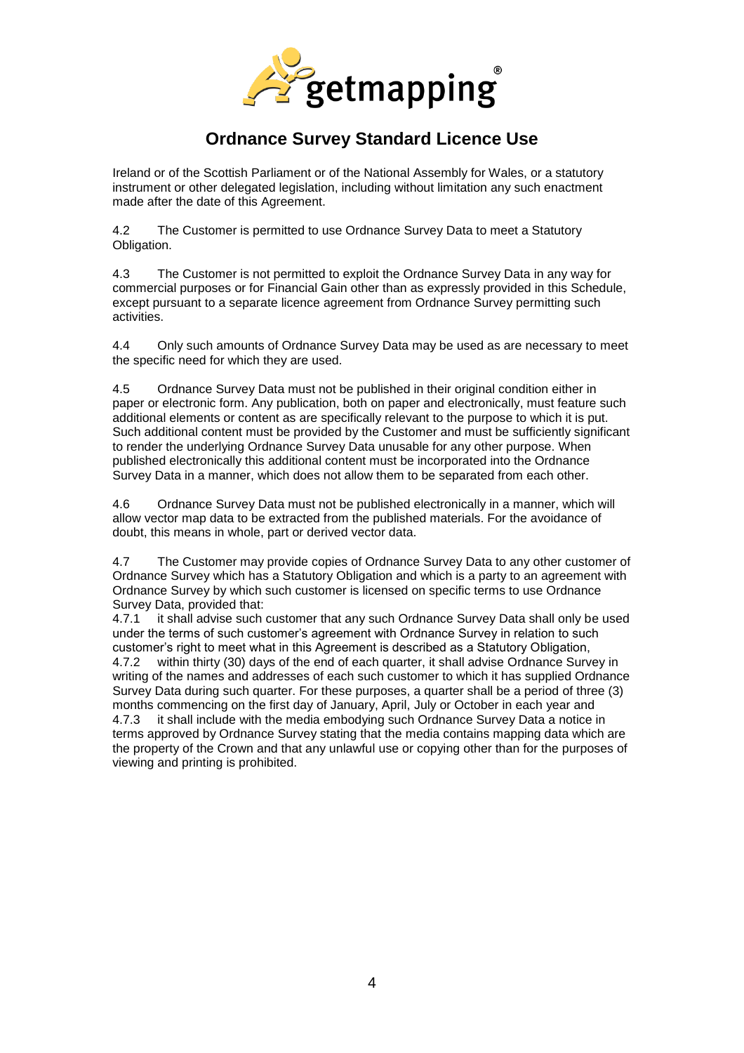Ireland or of the Scottish Parliament or of the National Assembly for Wales, or a statutory instrument or other delegated legislation, including without limitation any such enactment made after the date of this Agreement.

4.2 The Customer is permitted to use Ordnance Survey Data to meet a Statutory Obligation.

4.3 The Customer is not permitted to exploit the Ordnance Survey Data in any way for commercial purposes or for Financial Gain other than as expressly provided in this Schedule, except pursuant to a separate licence agreement from Ordnance Survey permitting such activities.

4.4 Only such amounts of Ordnance Survey Data may be used as are necessary to meet the specific need for which they are used.

4.5 Ordnance Survey Data must not be published in their original condition either in paper or electronic form. Any publication, both on paper and electronically, must feature such additional elements or content as are specifically relevant to the purpose to which it is put. Such additional content must be provided by the Customer and must be sufficiently significant to render the underlying Ordnance Survey Data unusable for any other purpose. When published electronically this additional content must be incorporated into the Ordnance Survey Data in a manner, which does not allow them to be separated from each other.

4.6 Ordnance Survey Data must not be published electronically in a manner, which will allow vector map data to be extracted from the published materials. For the avoidance of doubt, this means in whole, part or derived vector data.

4.7 The Customer may provide copies of Ordnance Survey Data to any other customer of Ordnance Survey which has a Statutory Obligation and which is a party to an agreement with Ordnance Survey by which such customer is licensed on specific terms to use Ordnance Survey Data, provided that:

4.7.1 it shall advise such customer that any such Ordnance Survey Data shall only be used under the terms of such customer's agreement with Ordnance Survey in relation to such customer's right to meet what in this Agreement is described as a Statutory Obligation,

4.7.2 within thirty (30) days of the end of each quarter, it shall advise Ordnance Survey in writing of the names and addresses of each such customer to which it has supplied Ordnance Survey Data during such quarter. For these purposes, a quarter shall be a period of three (3) months commencing on the first day of January, April, July or October in each year and

4.7.3 it shall include with the media embodying such Ordnance Survey Data a notice in terms approved by Ordnance Survey stating that the media contains mapping data which are the property of the Crown and that any unlawful use or copying other than for the purposes of viewing and printing is prohibited.